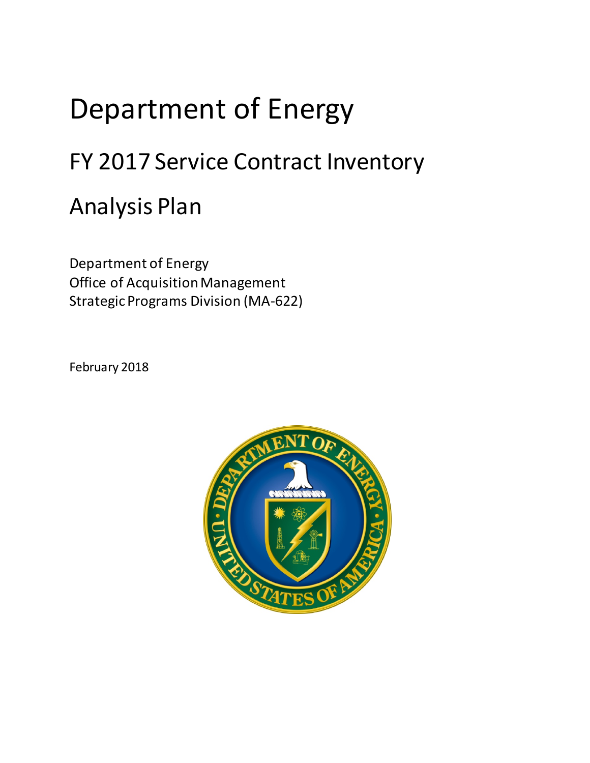# Department of Energy

## FY 2017 Service Contract Inventory

## Analysis Plan

Department of Energy
Office of Acquisition Management
Strategic Programs Division (MA-622)

February 2018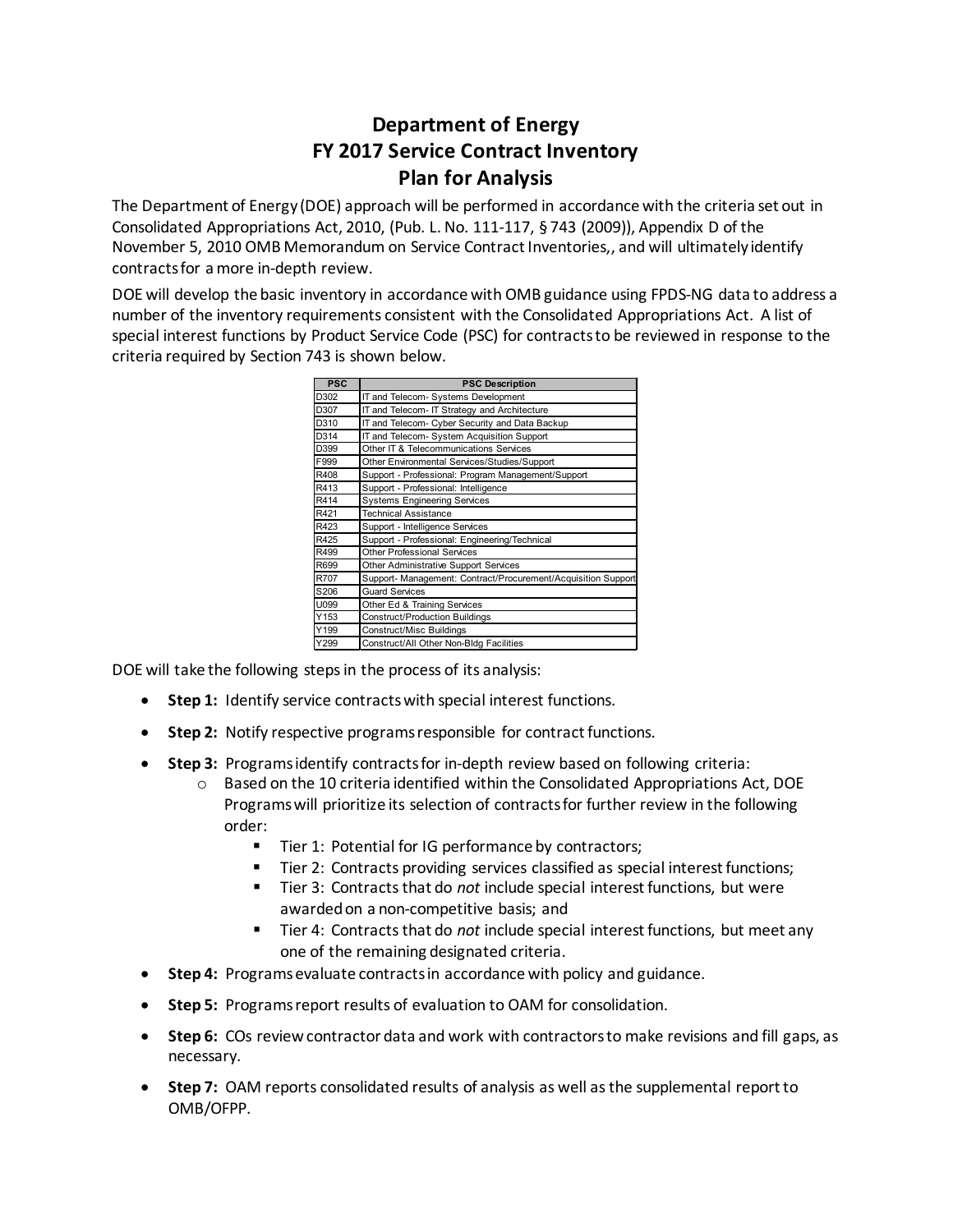# Department of Energy
# FY 2017 Service Contract Inventory
# Plan for Analysis

The Department of Energy (DOE) approach will be performed in accordance with the criteria set out in Consolidated Appropriations Act, 2010, (Pub. L. No. 111-117, § 743 (2009)), Appendix D of the November 5, 2010 OMB Memorandum on Service Contract Inventories,, and will ultimately identify contracts for a more in-depth review.

DOE will develop the basic inventory in accordance with OMB guidance using FPDS-NG data to address a number of the inventory requirements consistent with the Consolidated Appropriations Act. A list of special interest functions by Product Service Code (PSC) for contracts to be reviewed in response to the criteria required by Section 743 is shown below.

| PSC | PSC Description |
|---|---|
| D302 | IT and Telecom- Systems Development |
| D307 | IT and Telecom- IT Strategy and Architecture |
| D310 | IT and Telecom- Cyber Security and Data Backup |
| D314 | IT and Telecom- System Acquisition Support |
| D399 | Other IT & Telecommunications Services |
| F999 | Other Environmental Services/Studies/Support |
| R408 | Support - Professional: Program Management/Support |
| R413 | Support - Professional: Intelligence |
| R414 | Systems Engineering Services |
| R421 | Technical Assistance |
| R423 | Support - Intelligence Services |
| R425 | Support - Professional: Engineering/Technical |
| R499 | Other Professional Services |
| R699 | Other Administrative Support Services |
| R707 | Support- Management: Contract/Procurement/Acquisition Support |
| S206 | Guard Services |
| U099 | Other Ed & Training Services |
| Y153 | Construct/Production Buildings |
| Y199 | Construct/Misc Buildings |
| Y299 | Construct/All Other Non-Bldg Facilities |

DOE will take the following steps in the process of its analysis:

- **Step 1:** Identify service contracts with special interest functions.
- **Step 2:** Notify respective programs responsible for contract functions.
- **Step 3:** Programs identify contracts for in-depth review based on following criteria:
  - Based on the 10 criteria identified within the Consolidated Appropriations Act, DOE Programs will prioritize its selection of contracts for further review in the following order:
    - Tier 1: Potential for IG performance by contractors;
    - Tier 2: Contracts providing services classified as special interest functions;
    - Tier 3: Contracts that do *not* include special interest functions, but were awarded on a non-competitive basis; and
    - Tier 4: Contracts that do *not* include special interest functions, but meet any one of the remaining designated criteria.
- **Step 4:** Programs evaluate contracts in accordance with policy and guidance.
- **Step 5:** Programs report results of evaluation to OAM for consolidation.
- **Step 6:** COs review contractor data and work with contractors to make revisions and fill gaps, as necessary.
- **Step 7:** OAM reports consolidated results of analysis as well as the supplemental report to OMB/OFPP.